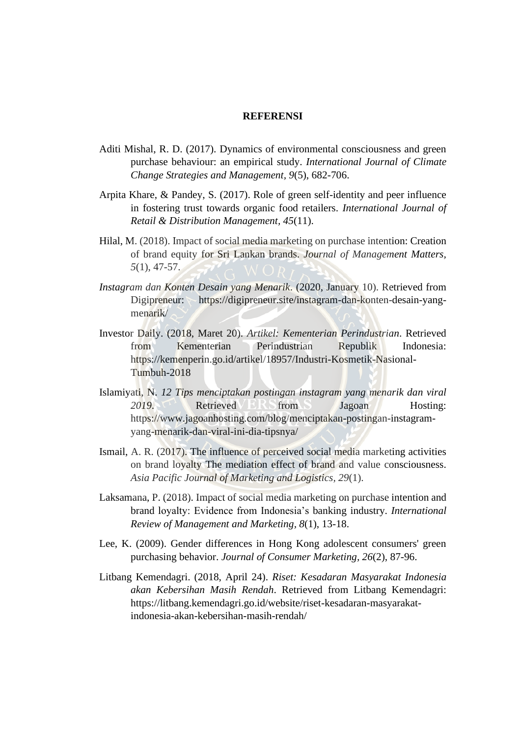# REFERENSI

Aditi Mishal, R. D. (2017). Dynamics of environmental consciousness and green purchase behaviour: an empirical study. *International Journal of Climate Change Strategies and Management, 9*(5), 682-706.

Arpita Khare, & Pandey, S. (2017). Role of green self-identity and peer influence in fostering trust towards organic food retailers. *International Journal of Retail & Distribution Management, 45*(11).

Hilal, M. (2018). Impact of social media marketing on purchase intention: Creation of brand equity for Sri Lankan brands. *Journal of Management Matters, 5*(1), 47-57.

*Instagram dan Konten Desain yang Menarik*. (2020, January 10). Retrieved from Digipreneur: https://digipreneur.site/instagram-dan-konten-desain-yang-menarik/

Investor Daily. (2018, Maret 20). *Artikel: Kementerian Perindustrian*. Retrieved from Kementerian Perindustrian Republik Indonesia: https://kemenperin.go.id/artikel/18957/Industri-Kosmetik-Nasional-Tumbuh-2018

Islamiyati, N. *12 Tips menciptakan postingan instagram yang menarik dan viral 2019*. Retrieved from Jagoan Hosting: https://www.jagoanhosting.com/blog/menciptakan-postingan-instagram-yang-menarik-dan-viral-ini-dia-tipsnya/

Ismail, A. R. (2017). The influence of perceived social media marketing activities on brand loyalty The mediation effect of brand and value consciousness. *Asia Pacific Journal of Marketing and Logistics, 29*(1).

Laksamana, P. (2018). Impact of social media marketing on purchase intention and brand loyalty: Evidence from Indonesia's banking industry. *International Review of Management and Marketing, 8*(1), 13-18.

Lee, K. (2009). Gender differences in Hong Kong adolescent consumers' green purchasing behavior. *Journal of Consumer Marketing, 26*(2), 87-96.

Litbang Kemendagri. (2018, April 24). *Riset: Kesadaran Masyarakat Indonesia akan Kebersihan Masih Rendah*. Retrieved from Litbang Kemendagri: https://litbang.kemendagri.go.id/website/riset-kesadaran-masyarakat-indonesia-akan-kebersihan-masih-rendah/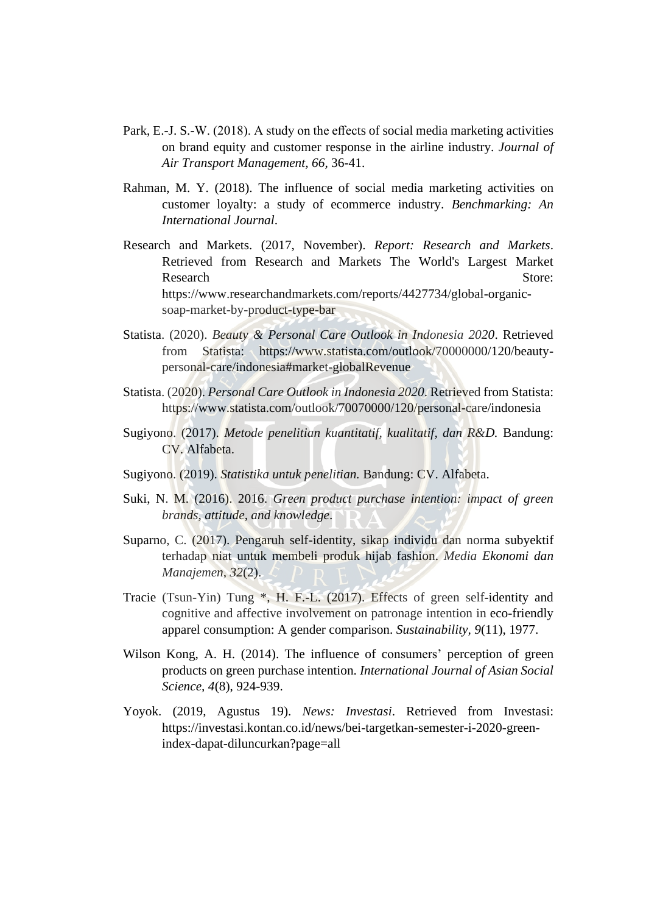Park, E.-J. S.-W. (2018). A study on the effects of social media marketing activities on brand equity and customer response in the airline industry. *Journal of Air Transport Management, 66*, 36-41.

Rahman, M. Y. (2018). The influence of social media marketing activities on customer loyalty: a study of ecommerce industry. *Benchmarking: An International Journal*.

Research and Markets. (2017, November). *Report: Research and Markets*. Retrieved from Research and Markets The World's Largest Market Research Store: https://www.researchandmarkets.com/reports/4427734/global-organic-soap-market-by-product-type-bar

Statista. (2020). *Beauty & Personal Care Outlook in Indonesia 2020*. Retrieved from Statista: https://www.statista.com/outlook/70000000/120/beauty-personal-care/indonesia#market-globalRevenue

Statista. (2020). *Personal Care Outlook in Indonesia 2020*. Retrieved from Statista: https://www.statista.com/outlook/70070000/120/personal-care/indonesia

Sugiyono. (2017). *Metode penelitian kuantitatif, kualitatif, dan R&D.* Bandung: CV. Alfabeta.

Sugiyono. (2019). *Statistika untuk penelitian.* Bandung: CV. Alfabeta.

Suki, N. M. (2016). 2016. *Green product purchase intention: impact of green brands, attitude, and knowledge*.

Suparno, C. (2017). Pengaruh self-identity, sikap individu dan norma subyektif terhadap niat untuk membeli produk hijab fashion. *Media Ekonomi dan Manajemen, 32*(2).

Tracie (Tsun-Yin) Tung *, H. F.-L. (2017). Effects of green self-identity and cognitive and affective involvement on patronage intention in eco-friendly apparel consumption: A gender comparison. *Sustainability, 9*(11), 1977.

Wilson Kong, A. H. (2014). The influence of consumers' perception of green products on green purchase intention. *International Journal of Asian Social Science, 4*(8), 924-939.

Yoyok. (2019, Agustus 19). *News: Investasi*. Retrieved from Investasi: https://investasi.kontan.co.id/news/bei-targetkan-semester-i-2020-green-index-dapat-diluncurkan?page=all